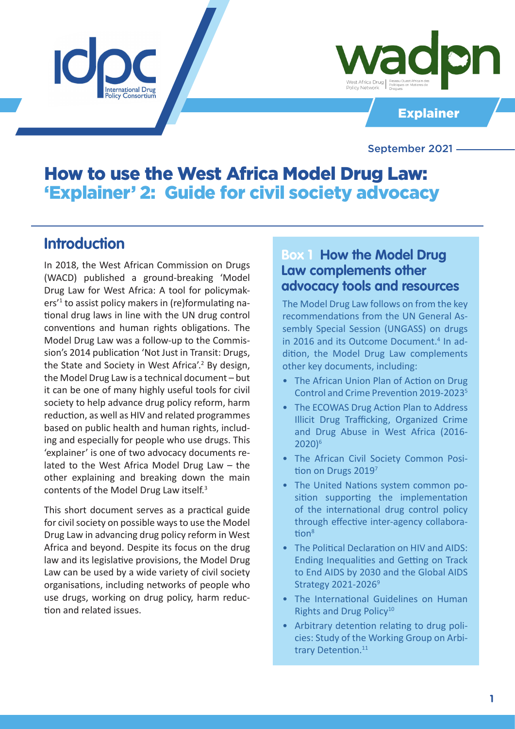Explainer

September 2021

# How to use the West Africa Model Drug Law: 'Explainer' 2: Guide for civil society advocacy

## Introduction

In 2018, the West African Commission on Drugs (WACD) published a ground-breaking 'Model Drug Law for West Africa: A tool for policymakers'[1] to assist policy makers in (re)formulating national drug laws in line with the UN drug control conventions and human rights obligations. The Model Drug Law was a follow-up to the Commission's 2014 publication 'Not Just in Transit: Drugs, the State and Society in West Africa'.[2] By design, the Model Drug Law is a technical document – but it can be one of many highly useful tools for civil society to help advance drug policy reform, harm reduction, as well as HIV and related programmes based on public health and human rights, including and especially for people who use drugs. This 'explainer' is one of two advocacy documents related to the West Africa Model Drug Law – the other explaining and breaking down the main contents of the Model Drug Law itself.[3]

This short document serves as a practical guide for civil society on possible ways to use the Model Drug Law in advancing drug policy reform in West Africa and beyond. Despite its focus on the drug law and its legislative provisions, the Model Drug Law can be used by a wide variety of civil society organisations, including networks of people who use drugs, working on drug policy, harm reduction and related issues.

### Box 1 How the Model Drug Law complements other advocacy tools and resources

The Model Drug Law follows on from the key recommendations from the UN General Assembly Special Session (UNGASS) on drugs in 2016 and its Outcome Document.[4] In addition, the Model Drug Law complements other key documents, including:

- The African Union Plan of Action on Drug Control and Crime Prevention 2019-2023[5]
- The ECOWAS Drug Action Plan to Address Illicit Drug Trafficking, Organized Crime and Drug Abuse in West Africa (2016-2020)[6]
- The African Civil Society Common Position on Drugs 2019[7]
- The United Nations system common position supporting the implementation of the international drug control policy through effective inter-agency collaboration[8]
- The Political Declaration on HIV and AIDS: Ending Inequalities and Getting on Track to End AIDS by 2030 and the Global AIDS Strategy 2021-2026[9]
- The International Guidelines on Human Rights and Drug Policy[10]
- Arbitrary detention relating to drug policies: Study of the Working Group on Arbitrary Detention.[11]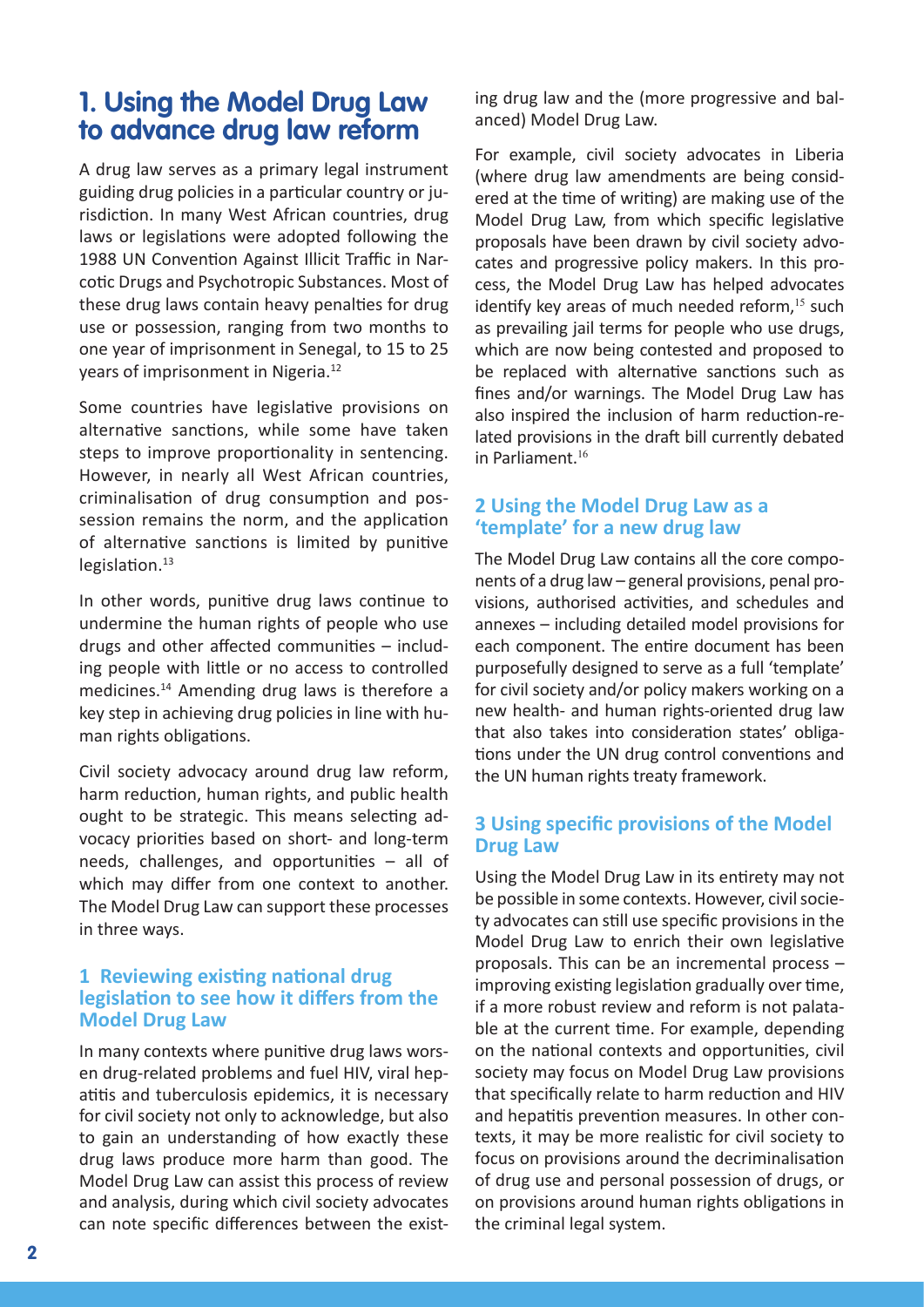# 1. Using the Model Drug Law to advance drug law reform

A drug law serves as a primary legal instrument guiding drug policies in a particular country or jurisdiction. In many West African countries, drug laws or legislations were adopted following the 1988 UN Convention Against Illicit Traffic in Narcotic Drugs and Psychotropic Substances. Most of these drug laws contain heavy penalties for drug use or possession, ranging from two months to one year of imprisonment in Senegal, to 15 to 25 years of imprisonment in Nigeria.[12]

Some countries have legislative provisions on alternative sanctions, while some have taken steps to improve proportionality in sentencing. However, in nearly all West African countries, criminalisation of drug consumption and possession remains the norm, and the application of alternative sanctions is limited by punitive legislation.[13]

In other words, punitive drug laws continue to undermine the human rights of people who use drugs and other affected communities – including people with little or no access to controlled medicines.[14] Amending drug laws is therefore a key step in achieving drug policies in line with human rights obligations.

Civil society advocacy around drug law reform, harm reduction, human rights, and public health ought to be strategic. This means selecting advocacy priorities based on short- and long-term needs, challenges, and opportunities – all of which may differ from one context to another. The Model Drug Law can support these processes in three ways.

## 1 Reviewing existing national drug legislation to see how it differs from the Model Drug Law

In many contexts where punitive drug laws worsen drug-related problems and fuel HIV, viral hepatitis and tuberculosis epidemics, it is necessary for civil society not only to acknowledge, but also to gain an understanding of how exactly these drug laws produce more harm than good. The Model Drug Law can assist this process of review and analysis, during which civil society advocates can note specific differences between the existing drug law and the (more progressive and balanced) Model Drug Law.

For example, civil society advocates in Liberia (where drug law amendments are being considered at the time of writing) are making use of the Model Drug Law, from which specific legislative proposals have been drawn by civil society advocates and progressive policy makers. In this process, the Model Drug Law has helped advocates identify key areas of much needed reform,[15] such as prevailing jail terms for people who use drugs, which are now being contested and proposed to be replaced with alternative sanctions such as fines and/or warnings. The Model Drug Law has also inspired the inclusion of harm reduction-related provisions in the draft bill currently debated in Parliament.[16]

## 2 Using the Model Drug Law as a 'template' for a new drug law

The Model Drug Law contains all the core components of a drug law – general provisions, penal provisions, authorised activities, and schedules and annexes – including detailed model provisions for each component. The entire document has been purposefully designed to serve as a full 'template' for civil society and/or policy makers working on a new health- and human rights-oriented drug law that also takes into consideration states' obligations under the UN drug control conventions and the UN human rights treaty framework.

## 3 Using specific provisions of the Model Drug Law

Using the Model Drug Law in its entirety may not be possible in some contexts. However, civil society advocates can still use specific provisions in the Model Drug Law to enrich their own legislative proposals. This can be an incremental process – improving existing legislation gradually over time, if a more robust review and reform is not palatable at the current time. For example, depending on the national contexts and opportunities, civil society may focus on Model Drug Law provisions that specifically relate to harm reduction and HIV and hepatitis prevention measures. In other contexts, it may be more realistic for civil society to focus on provisions around the decriminalisation of drug use and personal possession of drugs, or on provisions around human rights obligations in the criminal legal system.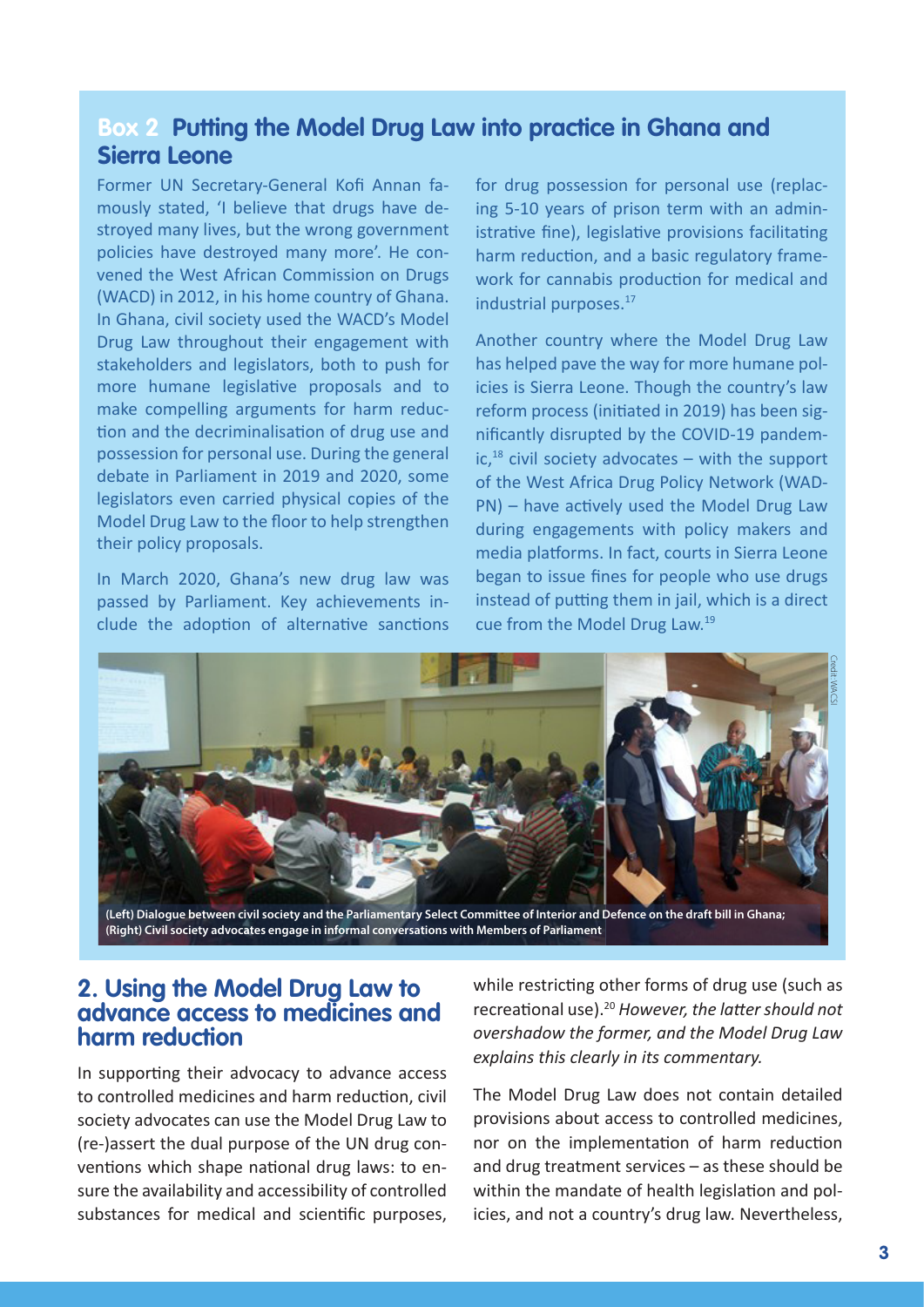## Box 2 Putting the Model Drug Law into practice in Ghana and Sierra Leone

Former UN Secretary-General Kofi Annan famously stated, 'I believe that drugs have destroyed many lives, but the wrong government policies have destroyed many more'. He convened the West African Commission on Drugs (WACD) in 2012, in his home country of Ghana. In Ghana, civil society used the WACD's Model Drug Law throughout their engagement with stakeholders and legislators, both to push for more humane legislative proposals and to make compelling arguments for harm reduction and the decriminalisation of drug use and possession for personal use. During the general debate in Parliament in 2019 and 2020, some legislators even carried physical copies of the Model Drug Law to the floor to help strengthen their policy proposals.

In March 2020, Ghana's new drug law was passed by Parliament. Key achievements include the adoption of alternative sanctions for drug possession for personal use (replacing 5-10 years of prison term with an administrative fine), legislative provisions facilitating harm reduction, and a basic regulatory framework for cannabis production for medical and industrial purposes.[17]

Another country where the Model Drug Law has helped pave the way for more humane policies is Sierra Leone. Though the country's law reform process (initiated in 2019) has been significantly disrupted by the COVID-19 pandemic,[18] civil society advocates – with the support of the West Africa Drug Policy Network (WADPN) – have actively used the Model Drug Law during engagements with policy makers and media platforms. In fact, courts in Sierra Leone began to issue fines for people who use drugs instead of putting them in jail, which is a direct cue from the Model Drug Law.[19]

(Left) Dialogue between civil society and the Parliamentary Select Committee of Interior and Defence on the draft bill in Ghana; (Right) Civil society advocates engage in informal conversations with Members of Parliament

Credit: WACSI

## 2. Using the Model Drug Law to advance access to medicines and harm reduction

In supporting their advocacy to advance access to controlled medicines and harm reduction, civil society advocates can use the Model Drug Law to (re-)assert the dual purpose of the UN drug conventions which shape national drug laws: to ensure the availability and accessibility of controlled substances for medical and scientific purposes, while restricting other forms of drug use (such as recreational use).[20] *However, the latter should not overshadow the former, and the Model Drug Law explains this clearly in its commentary.*

The Model Drug Law does not contain detailed provisions about access to controlled medicines, nor on the implementation of harm reduction and drug treatment services – as these should be within the mandate of health legislation and policies, and not a country's drug law. Nevertheless,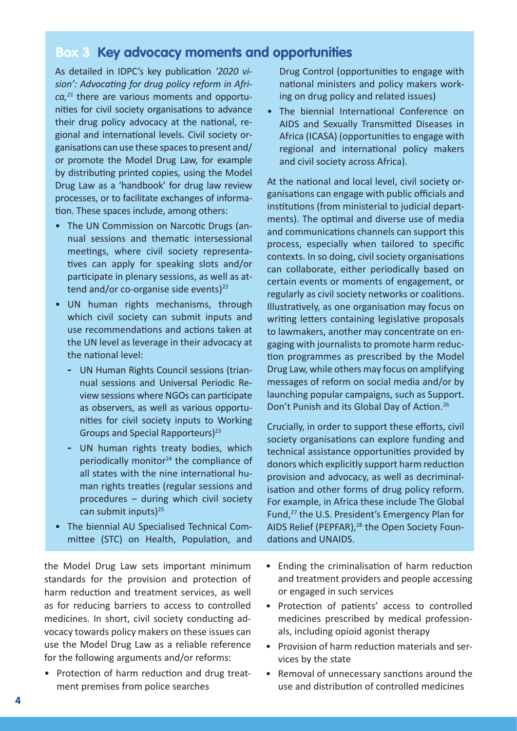## Box 3 Key advocacy moments and opportunities

As detailed in IDPC's key publication *'2020 vision': Advocating for drug policy reform in Africa,*[21] there are various moments and opportunities for civil society organisations to advance their drug policy advocacy at the national, regional and international levels. Civil society organisations can use these spaces to present and/or promote the Model Drug Law, for example by distributing printed copies, using the Model Drug Law as a 'handbook' for drug law review processes, or to facilitate exchanges of information. These spaces include, among others:

- The UN Commission on Narcotic Drugs (annual sessions and thematic intersessional meetings, where civil society representatives can apply for speaking slots and/or participate in plenary sessions, as well as attend and/or co-organise side events)[22]
- UN human rights mechanisms, through which civil society can submit inputs and use recommendations and actions taken at the UN level as leverage in their advocacy at the national level:
  - UN Human Rights Council sessions (triannual sessions and Universal Periodic Review sessions where NGOs can participate as observers, as well as various opportunities for civil society inputs to Working Groups and Special Rapporteurs)[23]
  - UN human rights treaty bodies, which periodically monitor[24] the compliance of all states with the nine international human rights treaties (regular sessions and procedures – during which civil society can submit inputs)[25]
- The biennial AU Specialised Technical Committee (STC) on Health, Population, and Drug Control (opportunities to engage with national ministers and policy makers working on drug policy and related issues)
- The biennial International Conference on AIDS and Sexually Transmitted Diseases in Africa (ICASA) (opportunities to engage with regional and international policy makers and civil society across Africa).

At the national and local level, civil society organisations can engage with public officials and institutions (from ministerial to judicial departments). The optimal and diverse use of media and communications channels can support this process, especially when tailored to specific contexts. In so doing, civil society organisations can collaborate, either periodically based on certain events or moments of engagement, or regularly as civil society networks or coalitions. Illustratively, as one organisation may focus on writing letters containing legislative proposals to lawmakers, another may concentrate on engaging with journalists to promote harm reduction programmes as prescribed by the Model Drug Law, while others may focus on amplifying messages of reform on social media and/or by launching popular campaigns, such as Support. Don't Punish and its Global Day of Action.[26]

Crucially, in order to support these efforts, civil society organisations can explore funding and technical assistance opportunities provided by donors which explicitly support harm reduction provision and advocacy, as well as decriminalisation and other forms of drug policy reform. For example, in Africa these include The Global Fund,[27] the U.S. President's Emergency Plan for AIDS Relief (PEPFAR),[28] the Open Society Foundations and UNAIDS.

the Model Drug Law sets important minimum standards for the provision and protection of harm reduction and treatment services, as well as for reducing barriers to access to controlled medicines. In short, civil society conducting advocacy towards policy makers on these issues can use the Model Drug Law as a reliable reference for the following arguments and/or reforms:

- Protection of harm reduction and drug treatment premises from police searches
- Ending the criminalisation of harm reduction and treatment providers and people accessing or engaged in such services
- Protection of patients' access to controlled medicines prescribed by medical professionals, including opioid agonist therapy
- Provision of harm reduction materials and services by the state
- Removal of unnecessary sanctions around the use and distribution of controlled medicines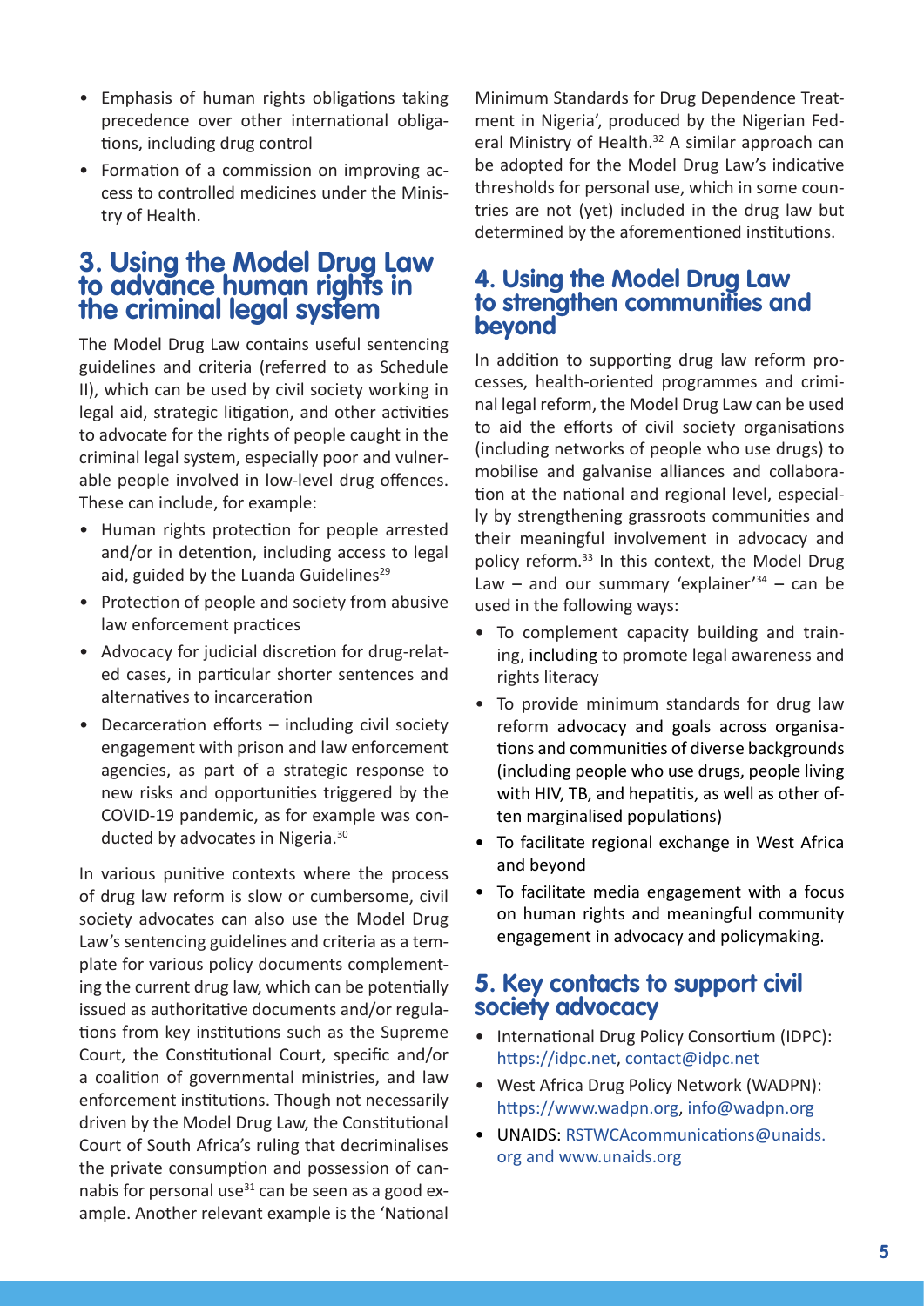- Emphasis of human rights obligations taking precedence over other international obligations, including drug control
- Formation of a commission on improving access to controlled medicines under the Ministry of Health.

## 3. Using the Model Drug Law to advance human rights in the criminal legal system

The Model Drug Law contains useful sentencing guidelines and criteria (referred to as Schedule II), which can be used by civil society working in legal aid, strategic litigation, and other activities to advocate for the rights of people caught in the criminal legal system, especially poor and vulnerable people involved in low-level drug offences. These can include, for example:

- Human rights protection for people arrested and/or in detention, including access to legal aid, guided by the Luanda Guidelines[29]
- Protection of people and society from abusive law enforcement practices
- Advocacy for judicial discretion for drug-related cases, in particular shorter sentences and alternatives to incarceration
- Decarceration efforts – including civil society engagement with prison and law enforcement agencies, as part of a strategic response to new risks and opportunities triggered by the COVID-19 pandemic, as for example was conducted by advocates in Nigeria.[30]

In various punitive contexts where the process of drug law reform is slow or cumbersome, civil society advocates can also use the Model Drug Law's sentencing guidelines and criteria as a template for various policy documents complementing the current drug law, which can be potentially issued as authoritative documents and/or regulations from key institutions such as the Supreme Court, the Constitutional Court, specific and/or a coalition of governmental ministries, and law enforcement institutions. Though not necessarily driven by the Model Drug Law, the Constitutional Court of South Africa's ruling that decriminalises the private consumption and possession of cannabis for personal use[31] can be seen as a good example. Another relevant example is the 'National Minimum Standards for Drug Dependence Treatment in Nigeria', produced by the Nigerian Federal Ministry of Health.[32] A similar approach can be adopted for the Model Drug Law's indicative thresholds for personal use, which in some countries are not (yet) included in the drug law but determined by the aforementioned institutions.

## 4. Using the Model Drug Law to strengthen communities and beyond

In addition to supporting drug law reform processes, health-oriented programmes and criminal legal reform, the Model Drug Law can be used to aid the efforts of civil society organisations (including networks of people who use drugs) to mobilise and galvanise alliances and collaboration at the national and regional level, especially by strengthening grassroots communities and their meaningful involvement in advocacy and policy reform.[33] In this context, the Model Drug Law – and our summary 'explainer'[34] – can be used in the following ways:

- To complement capacity building and training, including to promote legal awareness and rights literacy
- To provide minimum standards for drug law reform advocacy and goals across organisations and communities of diverse backgrounds (including people who use drugs, people living with HIV, TB, and hepatitis, as well as other often marginalised populations)
- To facilitate regional exchange in West Africa and beyond
- To facilitate media engagement with a focus on human rights and meaningful community engagement in advocacy and policymaking.

## 5. Key contacts to support civil society advocacy

- International Drug Policy Consortium (IDPC): https://idpc.net, contact@idpc.net
- West Africa Drug Policy Network (WADPN): https://www.wadpn.org, info@wadpn.org
- UNAIDS: RSTWCAcommunications@unaids.org and www.unaids.org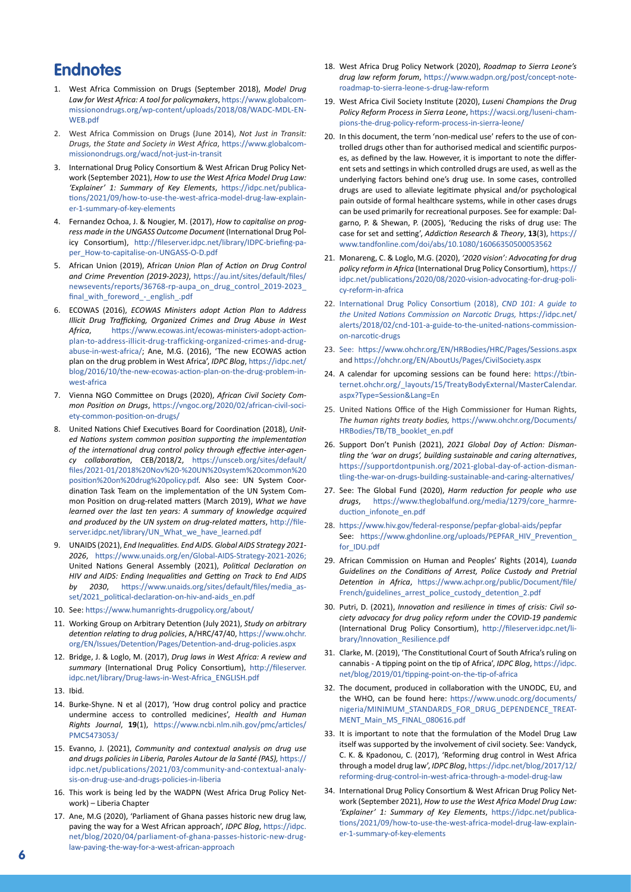# Endnotes

1. West Africa Commission on Drugs (September 2018), *Model Drug Law for West Africa: A tool for policymakers*, https://www.globalcommissionondrugs.org/wp-content/uploads/2018/08/WADC-MDL-EN-WEB.pdf
2. West Africa Commission on Drugs (June 2014), *Not Just in Transit: Drugs, the State and Society in West Africa*, https://www.globalcommissionondrugs.org/wacd/not-just-in-transit
3. International Drug Policy Consortium & West African Drug Policy Network (September 2021), *How to use the West Africa Model Drug Law: 'Explainer' 1: Summary of Key Elements*, https://idpc.net/publications/2021/09/how-to-use-the-west-africa-model-drug-law-explainer-1-summary-of-key-elements
4. Fernandez Ochoa, J. & Nougier, M. (2017), *How to capitalise on progress made in the UNGASS Outcome Document* (International Drug Policy Consortium), http://fileserver.idpc.net/library/IDPC-briefing-paper_How-to-capitalise-on-UNGASS-O-D.pdf
5. African Union (2019), *African Union Plan of Action on Drug Control and Crime Prevention (2019-2023)*, https://au.int/sites/default/files/newsevents/reports/36768-rp-aupa_on_drug_control_2019-2023_final_with_foreword_-_english_.pdf
6. ECOWAS (2016), *ECOWAS Ministers adopt Action Plan to Address Illicit Drug Trafficking, Organized Crimes and Drug Abuse in West Africa*, https://www.ecowas.int/ecowas-ministers-adopt-action-plan-to-address-illicit-drug-trafficking-organized-crimes-and-drug-abuse-in-west-africa/; Ane, M.G. (2016), 'The new ECOWAS action plan on the drug problem in West Africa', *IDPC Blog*, https://idpc.net/blog/2016/10/the-new-ecowas-action-plan-on-the-drug-problem-in-west-africa
7. Vienna NGO Committee on Drugs (2020), *African Civil Society Common Position on Drugs*, https://vngoc.org/2020/02/african-civil-society-common-position-on-drugs/
8. United Nations Chief Executives Board for Coordination (2018), *United Nations system common position supporting the implementation of the international drug control policy through effective inter-agency collaboration*, CEB/2018/2, https://unsceb.org/sites/default/files/2021-01/2018%20Nov%20-%20UN%20system%20common%20position%20on%20drug%20policy.pdf. Also see: UN System Coordination Task Team on the implementation of the UN System Common Position on drug-related matters (March 2019), *What we have learned over the last ten years: A summary of knowledge acquired and produced by the UN system on drug-related matters*, http://fileserver.idpc.net/library/UN_What_we_have_learned.pdf
9. UNAIDS (2021), *End Inequalities. End AIDS. Global AIDS Strategy 2021-2026*, https://www.unaids.org/en/Global-AIDS-Strategy-2021-2026; United Nations General Assembly (2021), *Political Declaration on HIV and AIDS: Ending Inequalities and Getting on Track to End AIDS by 2030*, https://www.unaids.org/sites/default/files/media_asset/2021_political-declaration-on-hiv-and-aids_en.pdf
10. See: https://www.humanrights-drugpolicy.org/about/
11. Working Group on Arbitrary Detention (July 2021), *Study on arbitrary detention relating to drug policies*, A/HRC/47/40, https://www.ohchr.org/EN/Issues/Detention/Pages/Detention-and-drug-policies.aspx
12. Bridge, J. & Loglo, M. (2017), *Drug laws in West Africa: A review and summary* (International Drug Policy Consortium), http://fileserver.idpc.net/library/Drug-laws-in-West-Africa_ENGLISH.pdf
13. Ibid.
14. Burke-Shyne. N et al (2017), 'How drug control policy and practice undermine access to controlled medicines', *Health and Human Rights Journal*, **19**(1), https://www.ncbi.nlm.nih.gov/pmc/articles/PMC5473053/
15. Evanno, J. (2021), *Community and contextual analysis on drug use and drugs policies in Liberia, Paroles Autour de la Santé (PAS)*, https://idpc.net/publications/2021/03/community-and-contextual-analysis-on-drug-use-and-drugs-policies-in-liberia
16. This work is being led by the WADPN (West Africa Drug Policy Network) – Liberia Chapter
17. Ane, M.G (2020), 'Parliament of Ghana passes historic new drug law, paving the way for a West African approach', *IDPC Blog*, https://idpc.net/blog/2020/04/parliament-of-ghana-passes-historic-new-drug-law-paving-the-way-for-a-west-african-approach
18. West Africa Drug Policy Network (2020), *Roadmap to Sierra Leone's drug law reform forum*, https://www.wadpn.org/post/concept-note-roadmap-to-sierra-leone-s-drug-law-reform
19. West Africa Civil Society Institute (2020), *Luseni Champions the Drug Policy Reform Process in Sierra Leone*, https://wacsi.org/luseni-champions-the-drug-policy-reform-process-in-sierra-leone/
20. In this document, the term 'non-medical use' refers to the use of controlled drugs other than for authorised medical and scientific purposes, as defined by the law. However, it is important to note the different sets and settings in which controlled drugs are used, as well as the underlying factors behind one's drug use. In some cases, controlled drugs are used to alleviate legitimate physical and/or psychological pain outside of formal healthcare systems, while in other cases drugs can be used primarily for recreational purposes. See for example: Dalgarno, P. & Shewan, P. (2005), 'Reducing the risks of drug use: The case for set and setting', *Addiction Research & Theory*, **13**(3), https://www.tandfonline.com/doi/abs/10.1080/16066350500053562
21. Monareng, C. & Loglo, M.G. (2020), *'2020 vision': Advocating for drug policy reform in Africa* (International Drug Policy Consortium), https://idpc.net/publications/2020/08/2020-vision-advocating-for-drug-policy-reform-in-africa
22. International Drug Policy Consortium (2018), *CND 101: A guide to the United Nations Commission on Narcotic Drugs,* https://idpc.net/alerts/2018/02/cnd-101-a-guide-to-the-united-nations-commission-on-narcotic-drugs
23. See: https://www.ohchr.org/EN/HRBodies/HRC/Pages/Sessions.aspx and https://ohchr.org/EN/AboutUs/Pages/CivilSociety.aspx
24. A calendar for upcoming sessions can be found here: https://tbinternet.ohchr.org/_layouts/15/TreatyBodyExternal/MasterCalendar.aspx?Type=Session&Lang=En
25. United Nations Office of the High Commissioner for Human Rights, *The human rights treaty bodies,* https://www.ohchr.org/Documents/HRBodies/TB/TB_booklet_en.pdf
26. Support Don't Punish (2021), *2021 Global Day of Action: Dismantling the 'war on drugs', building sustainable and caring alternatives*, https://supportdontpunish.org/2021-global-day-of-action-dismantling-the-war-on-drugs-building-sustainable-and-caring-alternatives/
27. See: The Global Fund (2020), *Harm reduction for people who use drugs*, https://www.theglobalfund.org/media/1279/core_harmreduction_infonote_en.pdf
28. https://www.hiv.gov/federal-response/pepfar-global-aids/pepfar See: https://www.ghdonline.org/uploads/PEPFAR_HIV_Prevention_for_IDU.pdf
29. African Commission on Human and Peoples' Rights (2014), *Luanda Guidelines on the Conditions of Arrest, Police Custody and Pretrial Detention in Africa*, https://www.achpr.org/public/Document/file/French/guidelines_arrest_police_custody_detention_2.pdf
30. Putri, D. (2021), *Innovation and resilience in times of crisis: Civil society advocacy for drug policy reform under the COVID-19 pandemic* (International Drug Policy Consortium), http://fileserver.idpc.net/library/Innovation_Resilience.pdf
31. Clarke, M. (2019), 'The Constitutional Court of South Africa's ruling on cannabis - A tipping point on the tip of Africa', *IDPC Blog*, https://idpc.net/blog/2019/01/tipping-point-on-the-tip-of-africa
32. The document, produced in collaboration with the UNODC, EU, and the WHO, can be found here: https://www.unodc.org/documents/nigeria/MINIMUM_STANDARDS_FOR_DRUG_DEPENDENCE_TREATMENT_Main_MS_FINAL_080616.pdf
33. It is important to note that the formulation of the Model Drug Law itself was supported by the involvement of civil society. See: Vandyck, C. K. & Kpadonou, C. (2017), 'Reforming drug control in West Africa through a model drug law', *IDPC Blog*, https://idpc.net/blog/2017/12/reforming-drug-control-in-west-africa-through-a-model-drug-law
34. International Drug Policy Consortium & West African Drug Policy Network (September 2021), *How to use the West Africa Model Drug Law: 'Explainer' 1: Summary of Key Elements*, https://idpc.net/publications/2021/09/how-to-use-the-west-africa-model-drug-law-explainer-1-summary-of-key-elements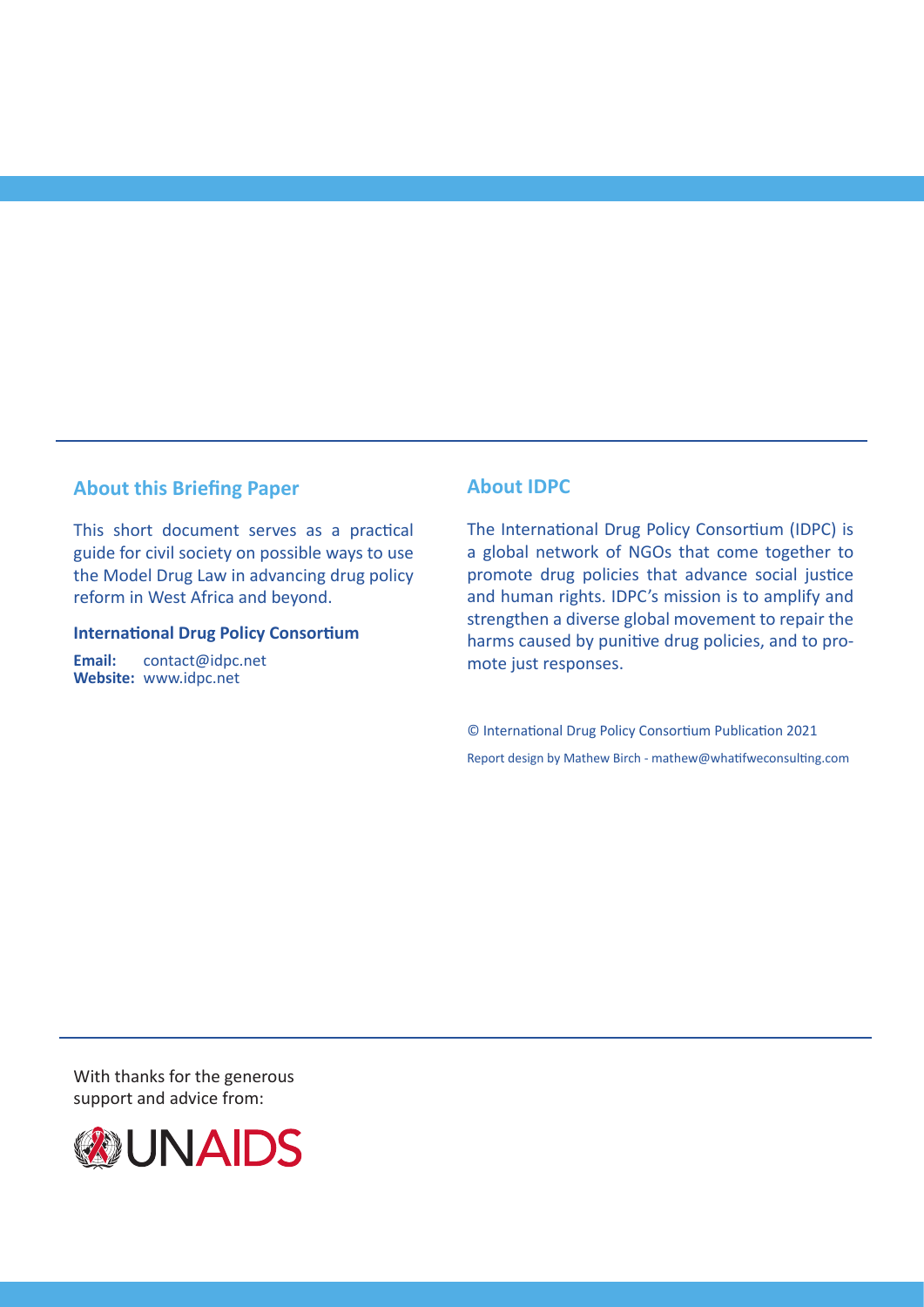## About this Briefing Paper

This short document serves as a practical guide for civil society on possible ways to use the Model Drug Law in advancing drug policy reform in West Africa and beyond.

**International Drug Policy Consortium**

**Email:** contact@idpc.net
**Website:** www.idpc.net

## About IDPC

The International Drug Policy Consortium (IDPC) is a global network of NGOs that come together to promote drug policies that advance social justice and human rights. IDPC's mission is to amplify and strengthen a diverse global movement to repair the harms caused by punitive drug policies, and to promote just responses.

© International Drug Policy Consortium Publication 2021

Report design by Mathew Birch - mathew@whatifweconsulting.com

With thanks for the generous support and advice from:

UNAIDS